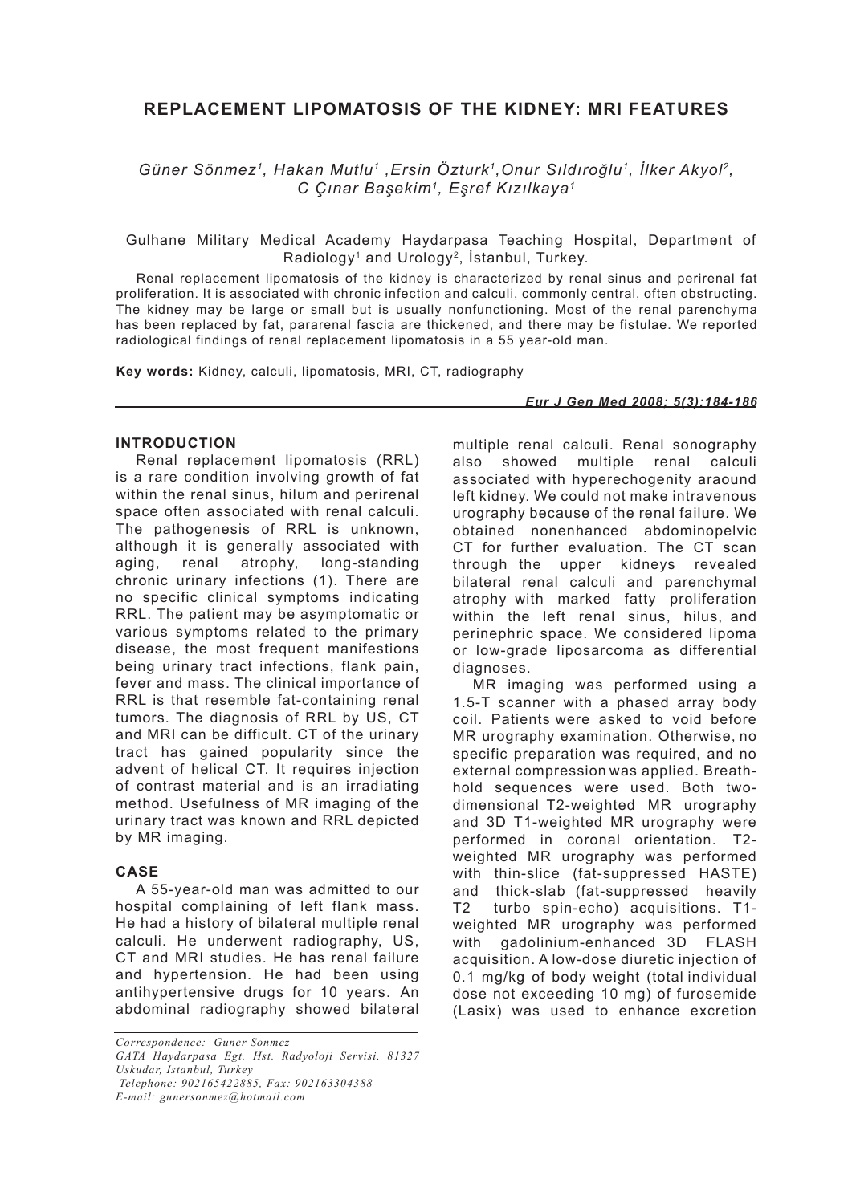# REPLACEMENT LIPOMATOSIS OF THE KIDNEY: MRI FEATURES

*Güner Sönmez[1], Hakan Mutlu[1] ,Ersin Özturk[1],Onur Sıldıroğlu[1], İlker Akyol[2], C Çınar Başekim[1], Eşref Kızılkaya[1]*

Gulhane Military Medical Academy Haydarpasa Teaching Hospital, Department of Radiology[1] and Urology[2], İstanbul, Turkey.

Renal replacement lipomatosis of the kidney is characterized by renal sinus and perirenal fat proliferation. It is associated with chronic infection and calculi, commonly central, often obstructing. The kidney may be large or small but is usually nonfunctioning. Most of the renal parenchyma has been replaced by fat, pararenal fascia are thickened, and there may be fistulae. We reported radiological findings of renal replacement lipomatosis in a 55 year-old man.

**Key words:** Kidney, calculi, lipomatosis, MRI, CT, radiography

## INTRODUCTION

Renal replacement lipomatosis (RRL) is a rare condition involving growth of fat within the renal sinus, hilum and perirenal space often associated with renal calculi. The pathogenesis of RRL is unknown, although it is generally associated with aging, renal atrophy, long-standing chronic urinary infections (1). There are no specific clinical symptoms indicating RRL. The patient may be asymptomatic or various symptoms related to the primary disease, the most frequent manifestions being urinary tract infections, flank pain, fever and mass. The clinical importance of RRL is that resemble fat-containing renal tumors. The diagnosis of RRL by US, CT and MRI can be difficult. CT of the urinary tract has gained popularity since the advent of helical CT. It requires injection of contrast material and is an irradiating method. Usefulness of MR imaging of the urinary tract was known and RRL depicted by MR imaging.

## CASE

A 55-year-old man was admitted to our hospital complaining of left flank mass. He had a history of bilateral multiple renal calculi. He underwent radiography, US, CT and MRI studies. He has renal failure and hypertension. He had been using antihypertensive drugs for 10 years. An abdominal radiography showed bilateral multiple renal calculi. Renal sonography also showed multiple renal calculi associated with hyperechogenity araound left kidney. We could not make intravenous urography because of the renal failure. We obtained nonenhanced abdominopelvic CT for further evaluation. The CT scan through the upper kidneys revealed bilateral renal calculi and parenchymal atrophy with marked fatty proliferation within the left renal sinus, hilus, and perinephric space. We considered lipoma or low-grade liposarcoma as differential diagnoses.

MR imaging was performed using a 1.5-T scanner with a phased array body coil. Patients were asked to void before MR urography examination. Otherwise, no specific preparation was required, and no external compression was applied. Breath-hold sequences were used. Both two-dimensional T2-weighted MR urography and 3D T1-weighted MR urography were performed in coronal orientation. T2-weighted MR urography was performed with thin-slice (fat-suppressed HASTE) and thick-slab (fat-suppressed heavily T2 turbo spin-echo) acquisitions. T1-weighted MR urography was performed with gadolinium-enhanced 3D FLASH acquisition. A low-dose diuretic injection of 0.1 mg/kg of body weight (total individual dose not exceeding 10 mg) of furosemide (Lasix) was used to enhance excretion

*Correspondence: Guner Sonmez*
*GATA Haydarpasa Egt. Hst. Radyoloji Servisi. 81327 Uskudar, Istanbul, Turkey*
*Telephone: 902165422885, Fax: 902163304388*
*E-mail: gunersonmez@hotmail.com*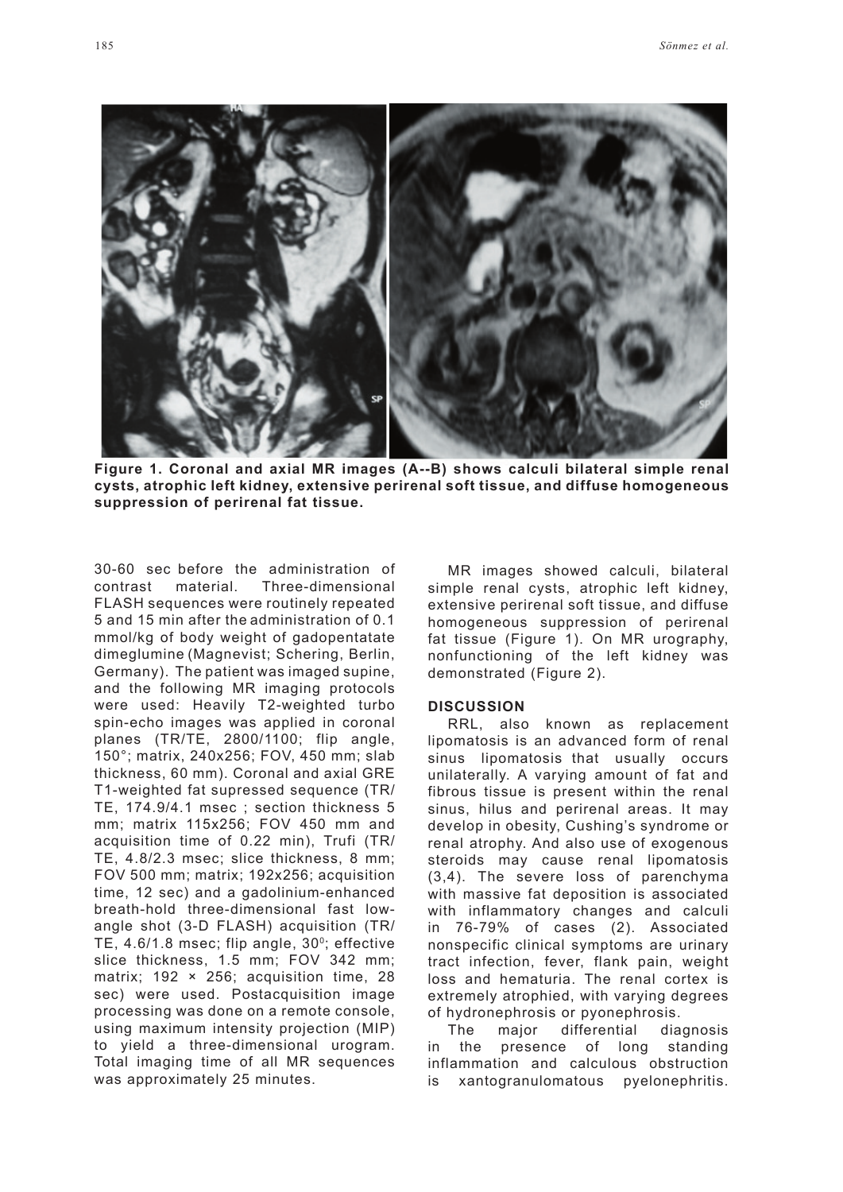**Figure 1. Coronal and axial MR images (A--B) shows calculi bilateral simple renal cysts, atrophic left kidney, extensive perirenal soft tissue, and diffuse homogeneous suppression of perirenal fat tissue.**

30-60 sec before the administration of contrast material. Three-dimensional FLASH sequences were routinely repeated 5 and 15 min after the administration of 0.1 mmol/kg of body weight of gadopentatate dimeglumine (Magnevist; Schering, Berlin, Germany). The patient was imaged supine, and the following MR imaging protocols were used: Heavily T2-weighted turbo spin-echo images was applied in coronal planes (TR/TE, 2800/1100; flip angle, 150°; matrix, 240x256; FOV, 450 mm; slab thickness, 60 mm). Coronal and axial GRE T1-weighted fat supressed sequence (TR/TE, 174.9/4.1 msec ; section thickness 5 mm; matrix 115x256; FOV 450 mm and acquisition time of 0.22 min), Trufi (TR/TE, 4.8/2.3 msec; slice thickness, 8 mm; FOV 500 mm; matrix; 192x256; acquisition time, 12 sec) and a gadolinium-enhanced breath-hold three-dimensional fast low-angle shot (3-D FLASH) acquisition (TR/TE, 4.6/1.8 msec; flip angle, 30$^0$; effective slice thickness, 1.5 mm; FOV 342 mm; matrix; 192 × 256; acquisition time, 28 sec) were used. Postacquisition image processing was done on a remote console, using maximum intensity projection (MIP) to yield a three-dimensional urogram. Total imaging time of all MR sequences was approximately 25 minutes.

MR images showed calculi, bilateral simple renal cysts, atrophic left kidney, extensive perirenal soft tissue, and diffuse homogeneous suppression of perirenal fat tissue (Figure 1). On MR urography, nonfunctioning of the left kidney was demonstrated (Figure 2).

## DISCUSSION

RRL, also known as replacement lipomatosis is an advanced form of renal sinus lipomatosis that usually occurs unilaterally. A varying amount of fat and fibrous tissue is present within the renal sinus, hilus and perirenal areas. It may develop in obesity, Cushing's syndrome or renal atrophy. And also use of exogenous steroids may cause renal lipomatosis (3,4). The severe loss of parenchyma with massive fat deposition is associated with inflammatory changes and calculi in 76-79% of cases (2). Associated nonspecific clinical symptoms are urinary tract infection, fever, flank pain, weight loss and hematuria. The renal cortex is extremely atrophied, with varying degrees of hydronephrosis or pyonephrosis.

The major differential diagnosis in the presence of long standing inflammation and calculous obstruction is xantogranulomatous pyelonephritis.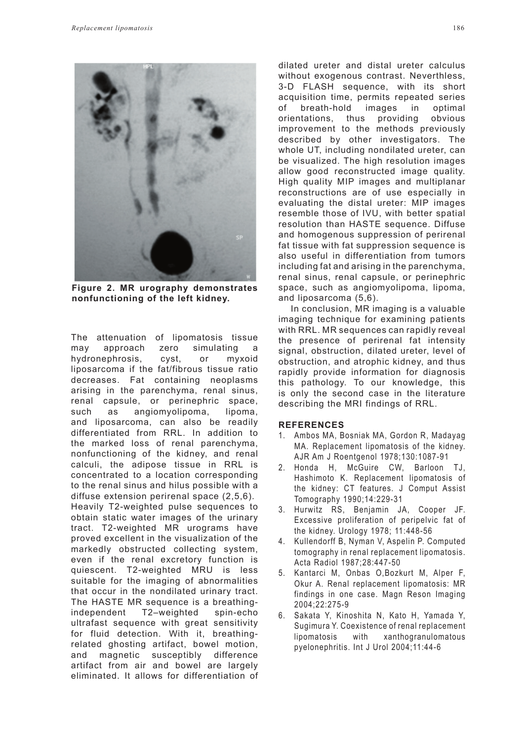**Figure 2. MR urography demonstrates nonfunctioning of the left kidney.**

The attenuation of lipomatosis tissue may approach zero simulating a hydronephrosis, cyst, or myxoid liposarcoma if the fat/fibrous tissue ratio decreases. Fat containing neoplasms arising in the parenchyma, renal sinus, renal capsule, or perinephric space, such as angiomyolipoma, lipoma, and liposarcoma, can also be readily differentiated from RRL. In addition to the marked loss of renal parenchyma, nonfunctioning of the kidney, and renal calculi, the adipose tissue in RRL is concentrated to a location corresponding to the renal sinus and hilus possible with a diffuse extension perirenal space (2,5,6).

Heavily T2-weighted pulse sequences to obtain static water images of the urinary tract. T2-weighted MR urograms have proved excellent in the visualization of the markedly obstructed collecting system, even if the renal excretory function is quiescent. T2-weighted MRU is less suitable for the imaging of abnormalities that occur in the nondilated urinary tract. The HASTE MR sequence is a breathing-independent T2–weighted spin-echo ultrafast sequence with great sensitivity for fluid detection. With it, breathing-related ghosting artifact, bowel motion, and magnetic susceptibly difference artifact from air and bowel are largely eliminated. It allows for differentiation of dilated ureter and distal ureter calculus without exogenous contrast. Neverthless, 3-D FLASH sequence, with its short acquisition time, permits repeated series of breath-hold images in optimal orientations, thus providing obvious improvement to the methods previously described by other investigators. The whole UT, including nondilated ureter, can be visualized. The high resolution images allow good reconstructed image quality. High quality MIP images and multiplanar reconstructions are of use especially in evaluating the distal ureter: MIP images resemble those of IVU, with better spatial resolution than HASTE sequence. Diffuse and homogenous suppression of perirenal fat tissue with fat suppression sequence is also useful in differentiation from tumors including fat and arising in the parenchyma, renal sinus, renal capsule, or perinephric space, such as angiomyolipoma, lipoma, and liposarcoma (5,6).

In conclusion, MR imaging is a valuable imaging technique for examining patients with RRL. MR sequences can rapidly reveal the presence of perirenal fat intensity signal, obstruction, dilated ureter, level of obstruction, and atrophic kidney, and thus rapidly provide information for diagnosis this pathology. To our knowledge, this is only the second case in the literature describing the MRI findings of RRL.

## REFERENCES

1. Ambos MA, Bosniak MA, Gordon R, Madayag MA. Replacement lipomatosis of the kidney. AJR Am J Roentgenol 1978;130:1087-91
2. Honda H, McGuire CW, Barloon TJ, Hashimoto K. Replacement lipomatosis of the kidney: CT features. J Comput Assist Tomography 1990;14:229-31
3. Hurwitz RS, Benjamin JA, Cooper JF. Excessive proliferation of peripelvic fat of the kidney. Urology 1978; 11:448-56
4. Kullendorff B, Nyman V, Aspelin P. Computed tomography in renal replacement lipomatosis. Acta Radiol 1987;28:447-50
5. Kantarci M, Onbas O,Bozkurt M, Alper F, Okur A. Renal replacement lipomatosis: MR findings in one case. Magn Reson Imaging 2004;22:275-9
6. Sakata Y, Kinoshita N, Kato H, Yamada Y, Sugimura Y. Coexistence of renal replacement lipomatosis with xanthogranulomatous pyelonephritis. Int J Urol 2004;11:44-6